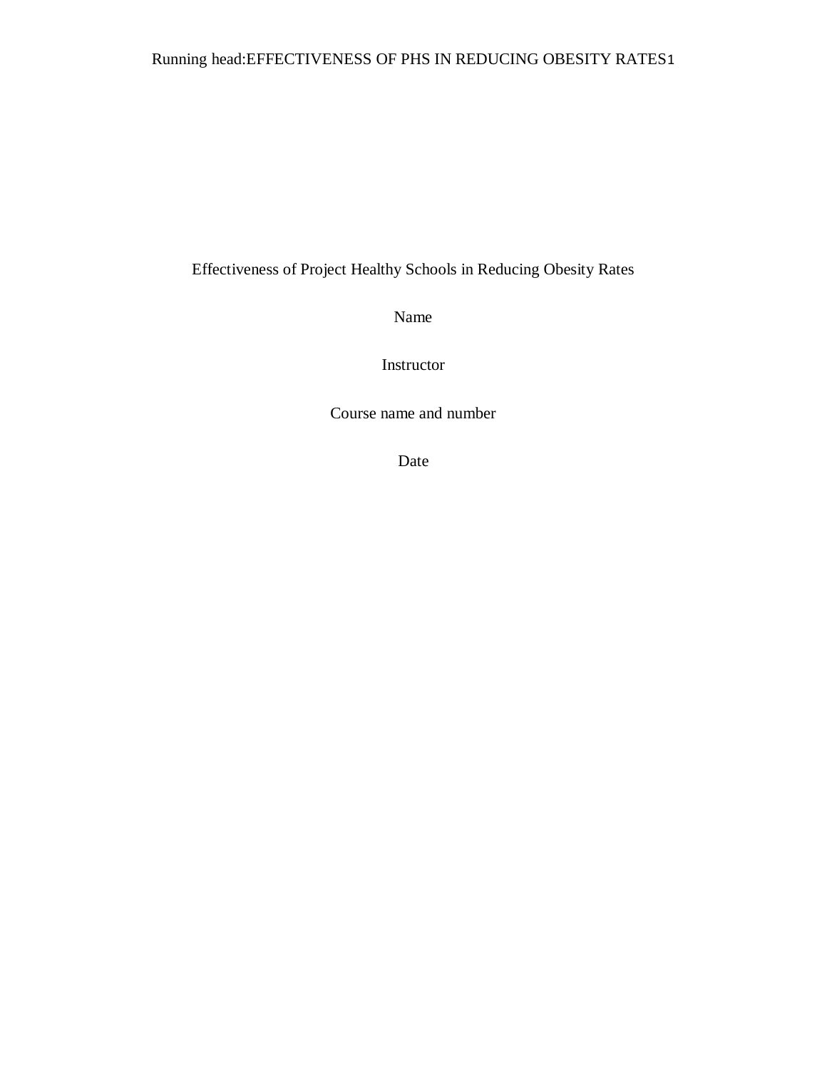Effectiveness of Project Healthy Schools in Reducing Obesity Rates

Name

Instructor

Course name and number

Date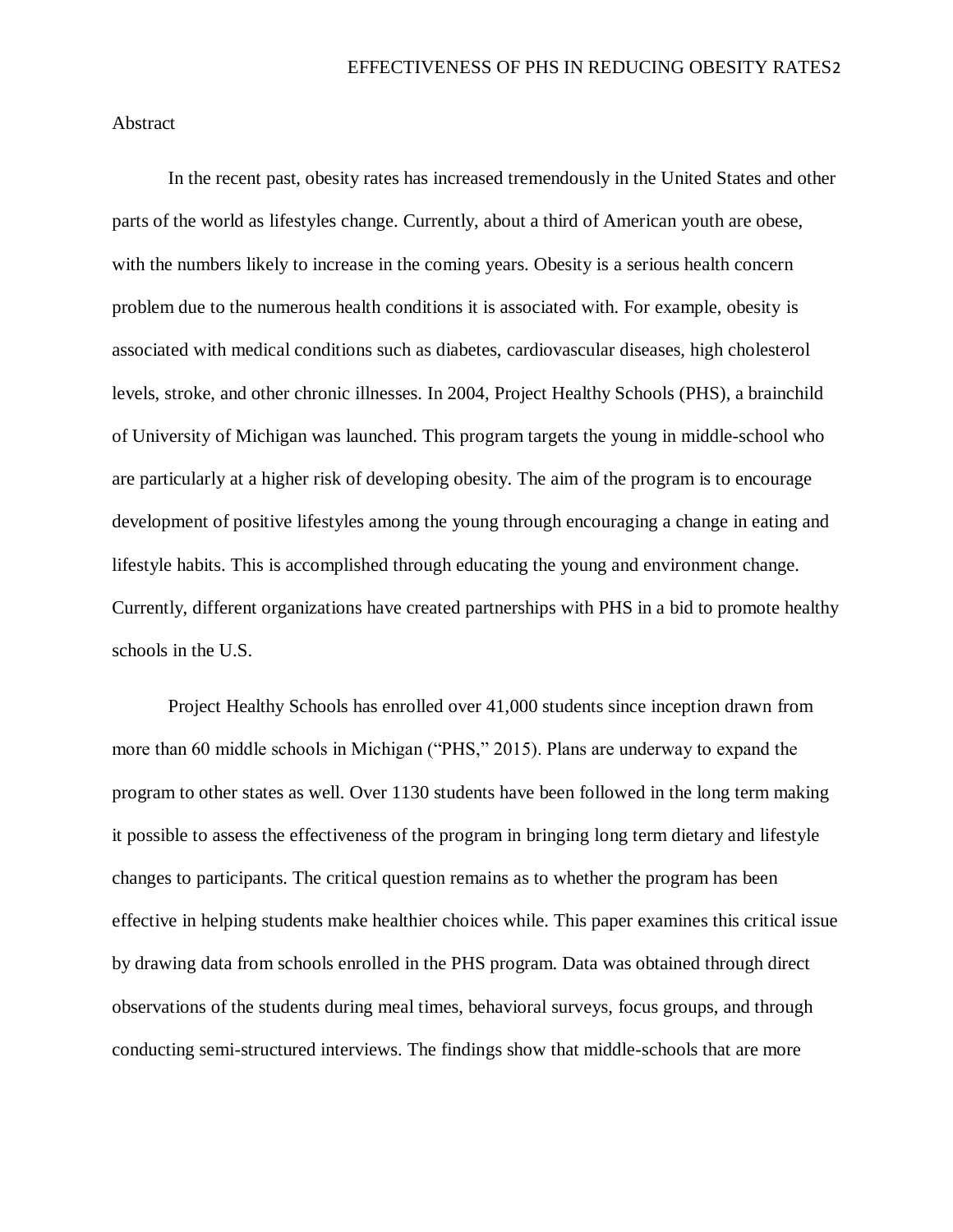Abstract

In the recent past, obesity rates has increased tremendously in the United States and other parts of the world as lifestyles change. Currently, about a third of American youth are obese, with the numbers likely to increase in the coming years. Obesity is a serious health concern problem due to the numerous health conditions it is associated with. For example, obesity is associated with medical conditions such as diabetes, cardiovascular diseases, high cholesterol levels, stroke, and other chronic illnesses. In 2004, Project Healthy Schools (PHS), a brainchild of University of Michigan was launched. This program targets the young in middle-school who are particularly at a higher risk of developing obesity. The aim of the program is to encourage development of positive lifestyles among the young through encouraging a change in eating and lifestyle habits. This is accomplished through educating the young and environment change. Currently, different organizations have created partnerships with PHS in a bid to promote healthy schools in the U.S.

Project Healthy Schools has enrolled over 41,000 students since inception drawn from more than 60 middle schools in Michigan ("PHS," 2015). Plans are underway to expand the program to other states as well. Over 1130 students have been followed in the long term making it possible to assess the effectiveness of the program in bringing long term dietary and lifestyle changes to participants. The critical question remains as to whether the program has been effective in helping students make healthier choices while. This paper examines this critical issue by drawing data from schools enrolled in the PHS program. Data was obtained through direct observations of the students during meal times, behavioral surveys, focus groups, and through conducting semi-structured interviews. The findings show that middle-schools that are more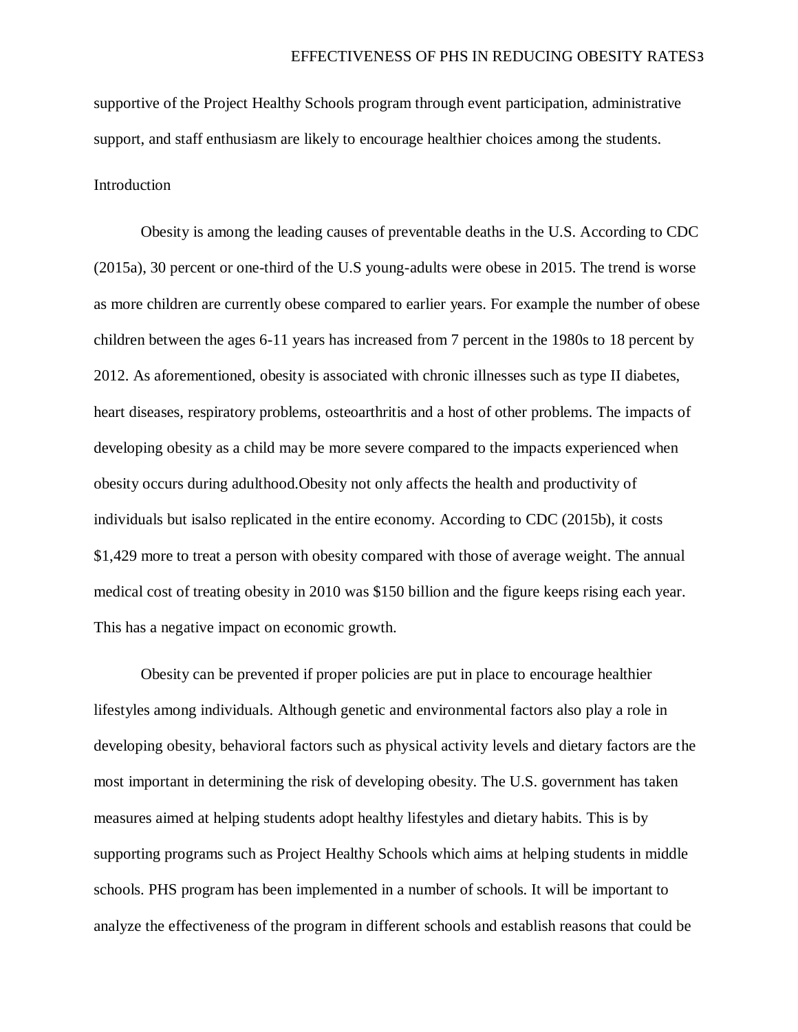supportive of the Project Healthy Schools program through event participation, administrative support, and staff enthusiasm are likely to encourage healthier choices among the students.

## Introduction

Obesity is among the leading causes of preventable deaths in the U.S. According to CDC (2015a), 30 percent or one-third of the U.S young-adults were obese in 2015. The trend is worse as more children are currently obese compared to earlier years. For example the number of obese children between the ages 6-11 years has increased from 7 percent in the 1980s to 18 percent by 2012. As aforementioned, obesity is associated with chronic illnesses such as type II diabetes, heart diseases, respiratory problems, osteoarthritis and a host of other problems. The impacts of developing obesity as a child may be more severe compared to the impacts experienced when obesity occurs during adulthood.Obesity not only affects the health and productivity of individuals but isalso replicated in the entire economy. According to CDC (2015b), it costs $1,429 more to treat a person with obesity compared with those of average weight. The annual medical cost of treating obesity in 2010 was $150 billion and the figure keeps rising each year. This has a negative impact on economic growth.

Obesity can be prevented if proper policies are put in place to encourage healthier lifestyles among individuals. Although genetic and environmental factors also play a role in developing obesity, behavioral factors such as physical activity levels and dietary factors are the most important in determining the risk of developing obesity. The U.S. government has taken measures aimed at helping students adopt healthy lifestyles and dietary habits. This is by supporting programs such as Project Healthy Schools which aims at helping students in middle schools. PHS program has been implemented in a number of schools. It will be important to analyze the effectiveness of the program in different schools and establish reasons that could be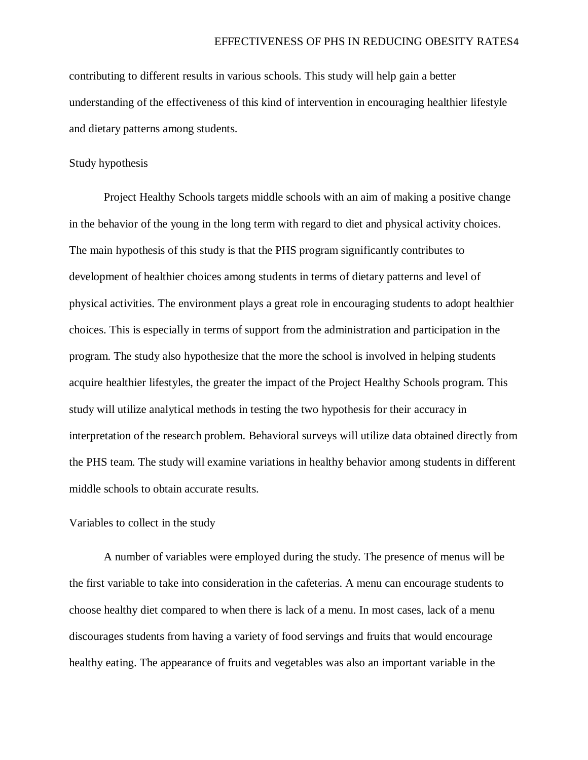contributing to different results in various schools. This study will help gain a better understanding of the effectiveness of this kind of intervention in encouraging healthier lifestyle and dietary patterns among students.

## Study hypothesis

Project Healthy Schools targets middle schools with an aim of making a positive change in the behavior of the young in the long term with regard to diet and physical activity choices. The main hypothesis of this study is that the PHS program significantly contributes to development of healthier choices among students in terms of dietary patterns and level of physical activities. The environment plays a great role in encouraging students to adopt healthier choices. This is especially in terms of support from the administration and participation in the program. The study also hypothesize that the more the school is involved in helping students acquire healthier lifestyles, the greater the impact of the Project Healthy Schools program. This study will utilize analytical methods in testing the two hypothesis for their accuracy in interpretation of the research problem. Behavioral surveys will utilize data obtained directly from the PHS team. The study will examine variations in healthy behavior among students in different middle schools to obtain accurate results.

## Variables to collect in the study

A number of variables were employed during the study. The presence of menus will be the first variable to take into consideration in the cafeterias. A menu can encourage students to choose healthy diet compared to when there is lack of a menu. In most cases, lack of a menu discourages students from having a variety of food servings and fruits that would encourage healthy eating. The appearance of fruits and vegetables was also an important variable in the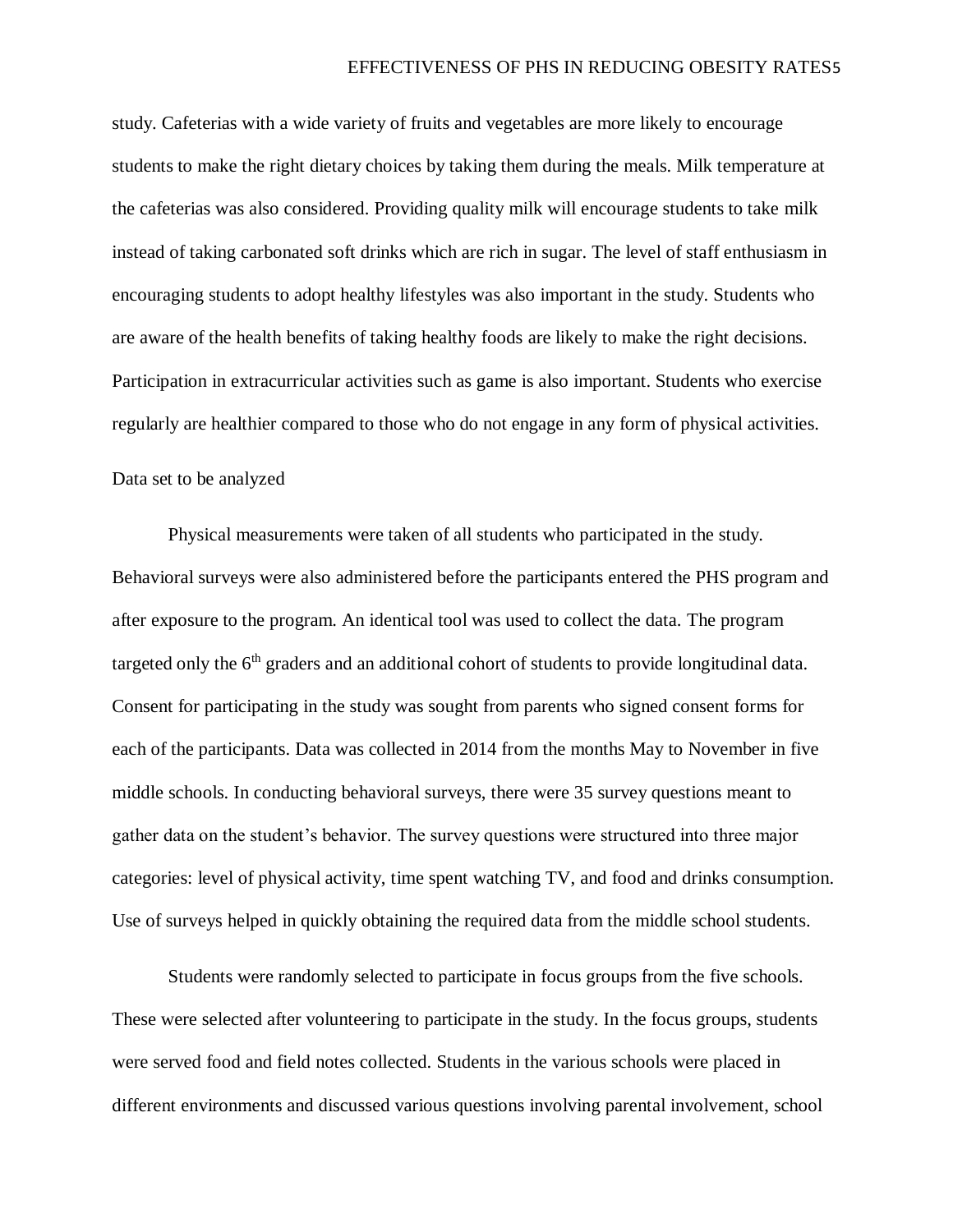study. Cafeterias with a wide variety of fruits and vegetables are more likely to encourage students to make the right dietary choices by taking them during the meals. Milk temperature at the cafeterias was also considered. Providing quality milk will encourage students to take milk instead of taking carbonated soft drinks which are rich in sugar. The level of staff enthusiasm in encouraging students to adopt healthy lifestyles was also important in the study. Students who are aware of the health benefits of taking healthy foods are likely to make the right decisions. Participation in extracurricular activities such as game is also important. Students who exercise regularly are healthier compared to those who do not engage in any form of physical activities.

## Data set to be analyzed

Physical measurements were taken of all students who participated in the study. Behavioral surveys were also administered before the participants entered the PHS program and after exposure to the program. An identical tool was used to collect the data. The program targeted only the 6th graders and an additional cohort of students to provide longitudinal data. Consent for participating in the study was sought from parents who signed consent forms for each of the participants. Data was collected in 2014 from the months May to November in five middle schools. In conducting behavioral surveys, there were 35 survey questions meant to gather data on the student's behavior. The survey questions were structured into three major categories: level of physical activity, time spent watching TV, and food and drinks consumption. Use of surveys helped in quickly obtaining the required data from the middle school students.

Students were randomly selected to participate in focus groups from the five schools. These were selected after volunteering to participate in the study. In the focus groups, students were served food and field notes collected. Students in the various schools were placed in different environments and discussed various questions involving parental involvement, school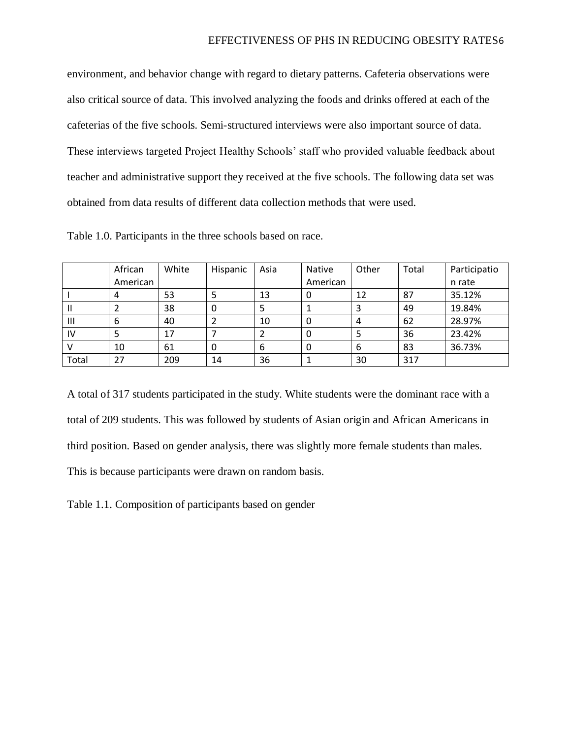environment, and behavior change with regard to dietary patterns. Cafeteria observations were also critical source of data. This involved analyzing the foods and drinks offered at each of the cafeterias of the five schools. Semi-structured interviews were also important source of data. These interviews targeted Project Healthy Schools' staff who provided valuable feedback about teacher and administrative support they received at the five schools. The following data set was obtained from data results of different data collection methods that were used.

Table 1.0. Participants in the three schools based on race.

| | African American | White | Hispanic | Asia | Native American | Other | Total | Participation rate |
|---|---|---|---|---|---|---|---|---|
| I | 4 | 53 | 5 | 13 | 0 | 12 | 87 | 35.12% |
| II | 2 | 38 | 0 | 5 | 1 | 3 | 49 | 19.84% |
| III | 6 | 40 | 2 | 10 | 0 | 4 | 62 | 28.97% |
| IV | 5 | 17 | 7 | 2 | 0 | 5 | 36 | 23.42% |
| V | 10 | 61 | 0 | 6 | 0 | 6 | 83 | 36.73% |
| Total | 27 | 209 | 14 | 36 | 1 | 30 | 317 | |

A total of 317 students participated in the study. White students were the dominant race with a total of 209 students. This was followed by students of Asian origin and African Americans in third position. Based on gender analysis, there was slightly more female students than males. This is because participants were drawn on random basis.

Table 1.1. Composition of participants based on gender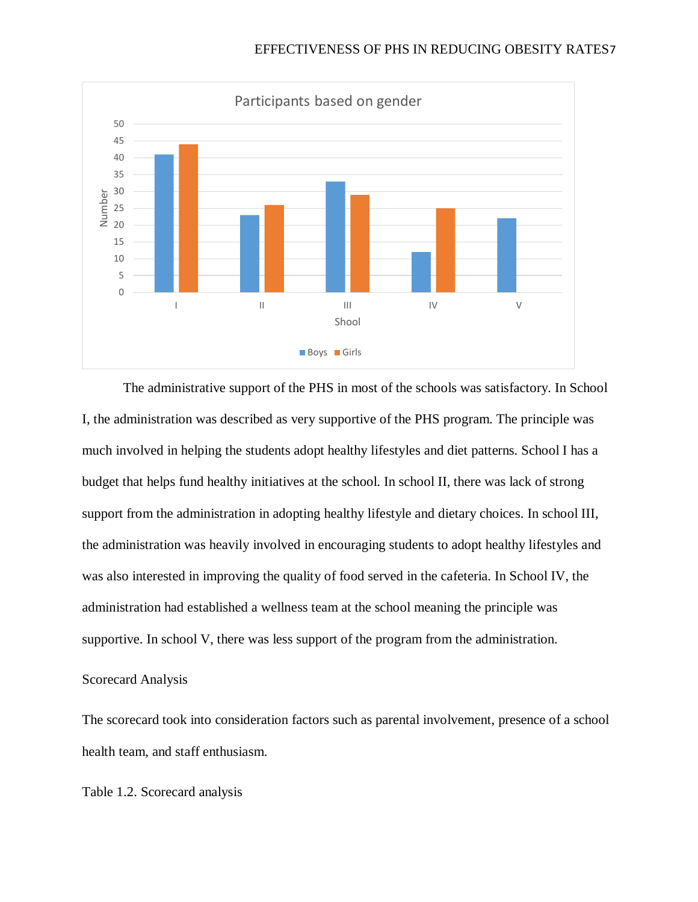The administrative support of the PHS in most of the schools was satisfactory. In School I, the administration was described as very supportive of the PHS program. The principle was much involved in helping the students adopt healthy lifestyles and diet patterns. School I has a budget that helps fund healthy initiatives at the school. In school II, there was lack of strong support from the administration in adopting healthy lifestyle and dietary choices. In school III, the administration was heavily involved in encouraging students to adopt healthy lifestyles and was also interested in improving the quality of food served in the cafeteria. In School IV, the administration had established a wellness team at the school meaning the principle was supportive. In school V, there was less support of the program from the administration.

## Scorecard Analysis

The scorecard took into consideration factors such as parental involvement, presence of a school health team, and staff enthusiasm.

Table 1.2. Scorecard analysis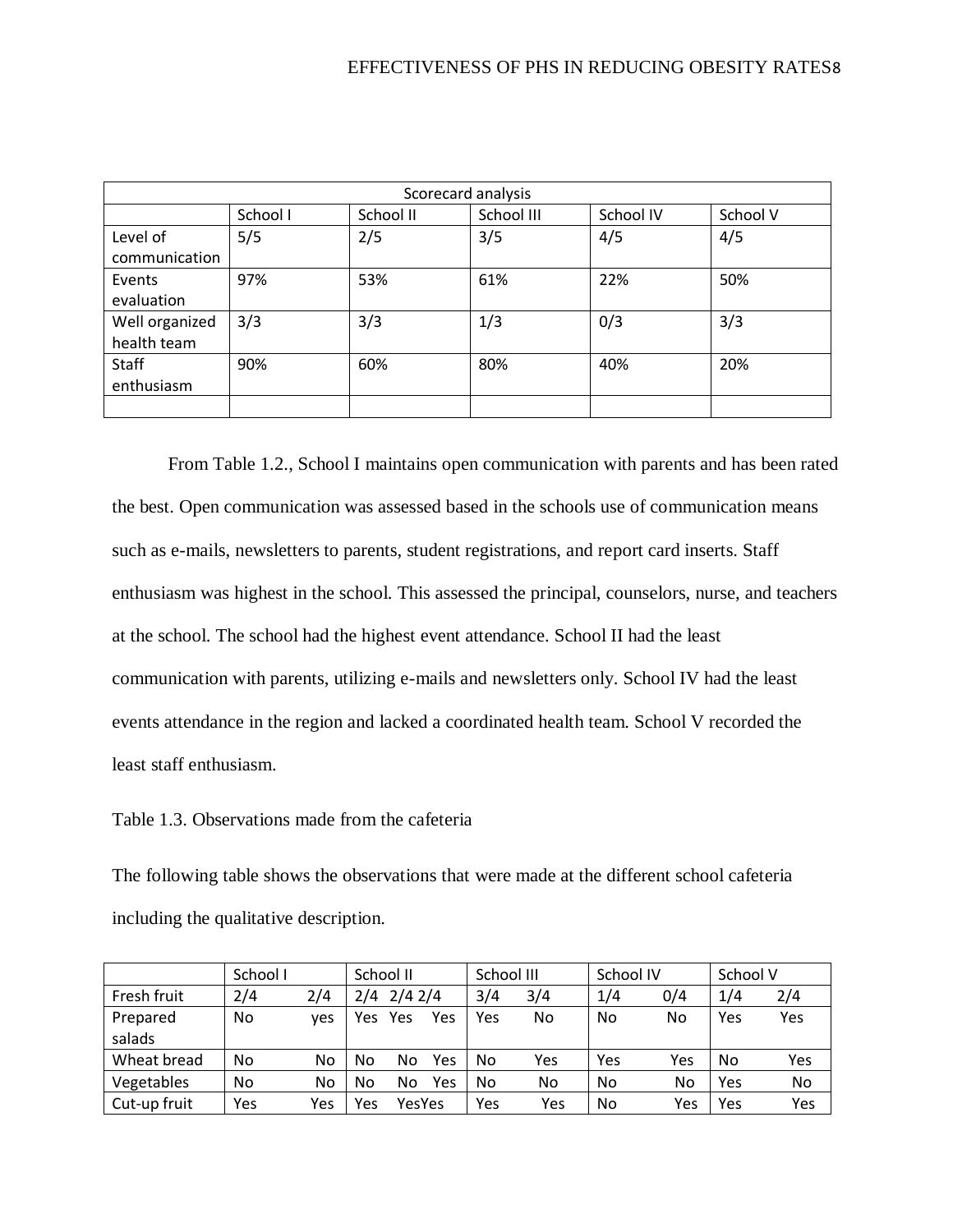| Scorecard analysis | | | | | |
|---|---|---|---|---|---|
| | School I | School II | School III | School IV | School V |
| Level of communication | 5/5 | 2/5 | 3/5 | 4/5 | 4/5 |
| Events evaluation | 97% | 53% | 61% | 22% | 50% |
| Well organized health team | 3/3 | 3/3 | 1/3 | 0/3 | 3/3 |
| Staff enthusiasm | 90% | 60% | 80% | 40% | 20% |
| | | | | | |

From Table 1.2., School I maintains open communication with parents and has been rated the best. Open communication was assessed based in the schools use of communication means such as e-mails, newsletters to parents, student registrations, and report card inserts. Staff enthusiasm was highest in the school. This assessed the principal, counselors, nurse, and teachers at the school. The school had the highest event attendance. School II had the least communication with parents, utilizing e-mails and newsletters only. School IV had the least events attendance in the region and lacked a coordinated health team. School V recorded the least staff enthusiasm.

Table 1.3. Observations made from the cafeteria

The following table shows the observations that were made at the different school cafeteria including the qualitative description.

| | School I | | School II | | | School III | | School IV | | School V | |
|---|---|---|---|---|---|---|---|---|---|---|---|
| Fresh fruit | 2/4 | 2/4 | 2/4 | 2/4 | 2/4 | 3/4 | 3/4 | 1/4 | 0/4 | 1/4 | 2/4 |
| Prepared salads | No | yes | Yes | Yes | Yes | Yes | No | No | No | Yes | Yes |
| Wheat bread | No | No | No | No | Yes | No | Yes | Yes | Yes | No | Yes |
| Vegetables | No | No | No | No | Yes | No | No | No | No | Yes | No |
| Cut-up fruit | Yes | Yes | Yes | Yes | Yes | Yes | Yes | No | Yes | Yes | Yes |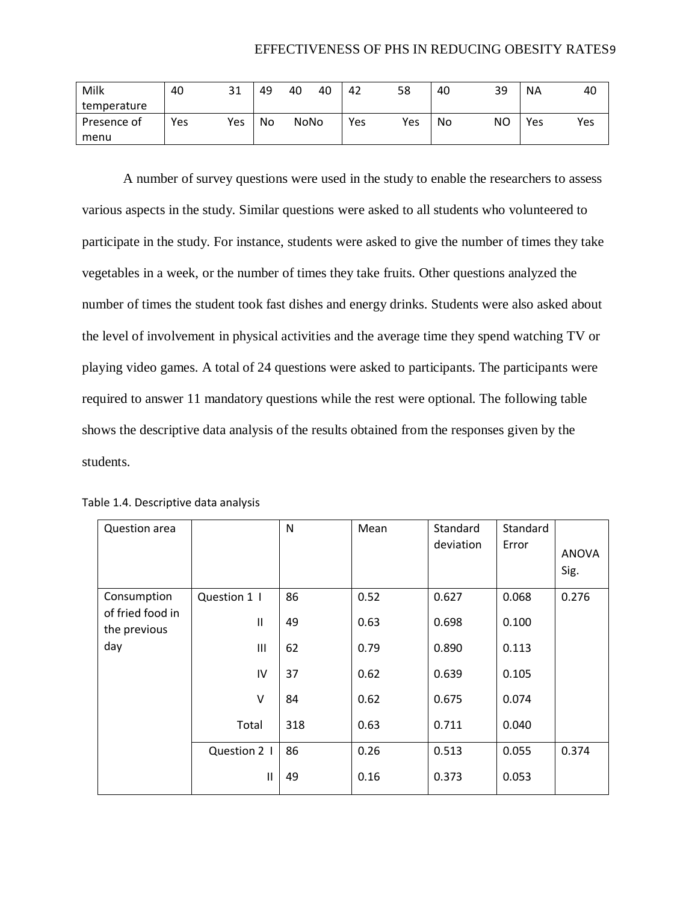| Milk temperature | 40 | 31 | 49 | 40 | 40 | 42 | 58 | 40 | 39 | NA | 40 |
|---|---|---|---|---|---|---|---|---|---|---|---|
| Presence of menu | Yes | Yes | No | NoNo | | Yes | Yes | No | NO | Yes | Yes |

A number of survey questions were used in the study to enable the researchers to assess various aspects in the study. Similar questions were asked to all students who volunteered to participate in the study. For instance, students were asked to give the number of times they take vegetables in a week, or the number of times they take fruits. Other questions analyzed the number of times the student took fast dishes and energy drinks. Students were also asked about the level of involvement in physical activities and the average time they spend watching TV or playing video games. A total of 24 questions were asked to participants. The participants were required to answer 11 mandatory questions while the rest were optional. The following table shows the descriptive data analysis of the results obtained from the responses given by the students.

Table 1.4. Descriptive data analysis

| Question area | | N | Mean | Standard deviation | Standard Error | ANOVA Sig. |
|---|---|---|---|---|---|---|
| Consumption of fried food in the previous day | Question 1 I | 86 | 0.52 | 0.627 | 0.068 | 0.276 |
| | II | 49 | 0.63 | 0.698 | 0.100 | |
| | III | 62 | 0.79 | 0.890 | 0.113 | |
| | IV | 37 | 0.62 | 0.639 | 0.105 | |
| | V | 84 | 0.62 | 0.675 | 0.074 | |
| | Total | 318 | 0.63 | 0.711 | 0.040 | |
| | Question 2 I | 86 | 0.26 | 0.513 | 0.055 | 0.374 |
| | II | 49 | 0.16 | 0.373 | 0.053 | |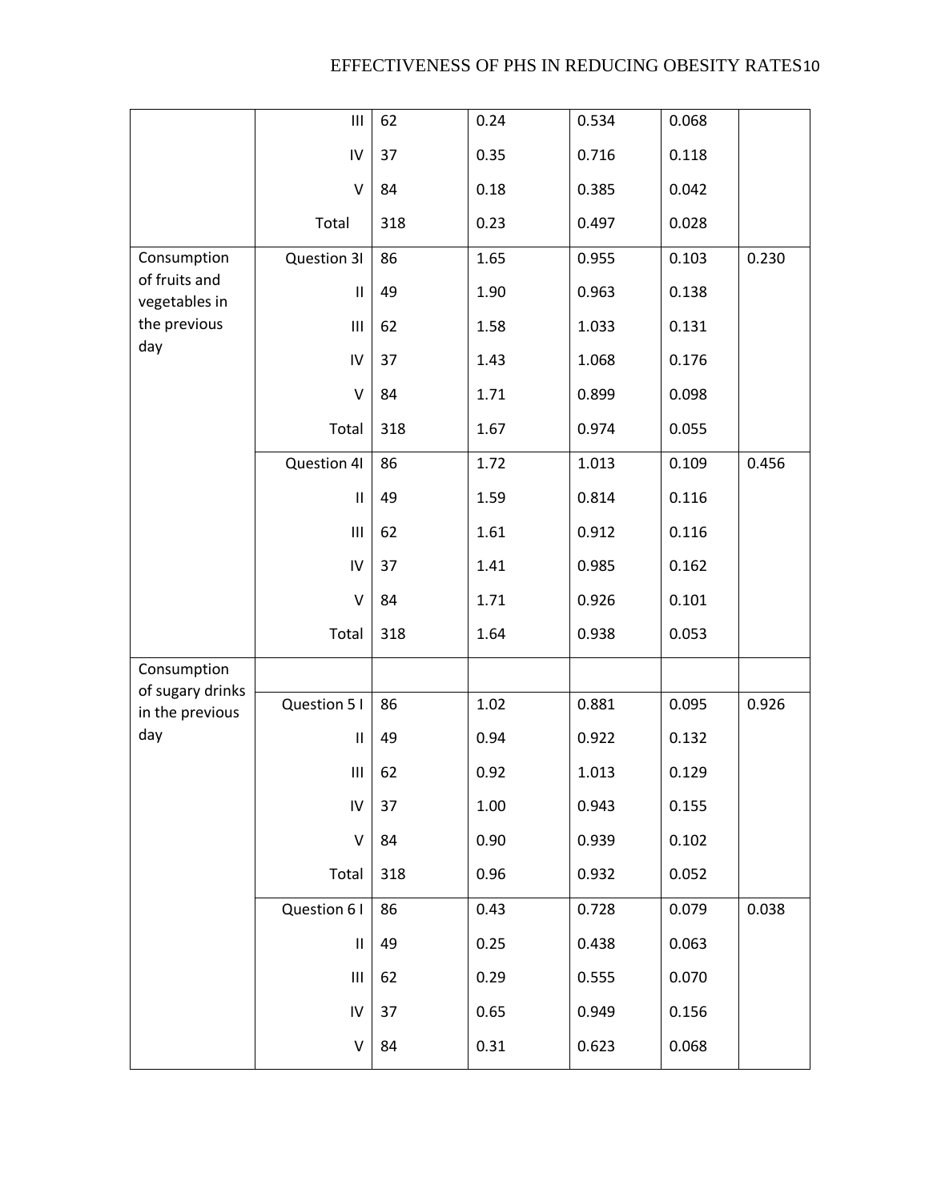| | | | | | | |
|---|---|---|---|---|---|---|
| | III | 62 | 0.24 | 0.534 | 0.068 | |
| | IV | 37 | 0.35 | 0.716 | 0.118 | |
| | V | 84 | 0.18 | 0.385 | 0.042 | |
| | Total | 318 | 0.23 | 0.497 | 0.028 | |
| Consumption of fruits and vegetables in the previous day | Question 3I | 86 | 1.65 | 0.955 | 0.103 | 0.230 |
| | II | 49 | 1.90 | 0.963 | 0.138 | |
| | III | 62 | 1.58 | 1.033 | 0.131 | |
| | IV | 37 | 1.43 | 1.068 | 0.176 | |
| | V | 84 | 1.71 | 0.899 | 0.098 | |
| | Total | 318 | 1.67 | 0.974 | 0.055 | |
| | Question 4I | 86 | 1.72 | 1.013 | 0.109 | 0.456 |
| | II | 49 | 1.59 | 0.814 | 0.116 | |
| | III | 62 | 1.61 | 0.912 | 0.116 | |
| | IV | 37 | 1.41 | 0.985 | 0.162 | |
| | V | 84 | 1.71 | 0.926 | 0.101 | |
| | Total | 318 | 1.64 | 0.938 | 0.053 | |
| Consumption of sugary drinks in the previous day | | | | | | |
| | Question 5 I | 86 | 1.02 | 0.881 | 0.095 | 0.926 |
| | II | 49 | 0.94 | 0.922 | 0.132 | |
| | III | 62 | 0.92 | 1.013 | 0.129 | |
| | IV | 37 | 1.00 | 0.943 | 0.155 | |
| | V | 84 | 0.90 | 0.939 | 0.102 | |
| | Total | 318 | 0.96 | 0.932 | 0.052 | |
| | Question 6 I | 86 | 0.43 | 0.728 | 0.079 | 0.038 |
| | II | 49 | 0.25 | 0.438 | 0.063 | |
| | III | 62 | 0.29 | 0.555 | 0.070 | |
| | IV | 37 | 0.65 | 0.949 | 0.156 | |
| | V | 84 | 0.31 | 0.623 | 0.068 | |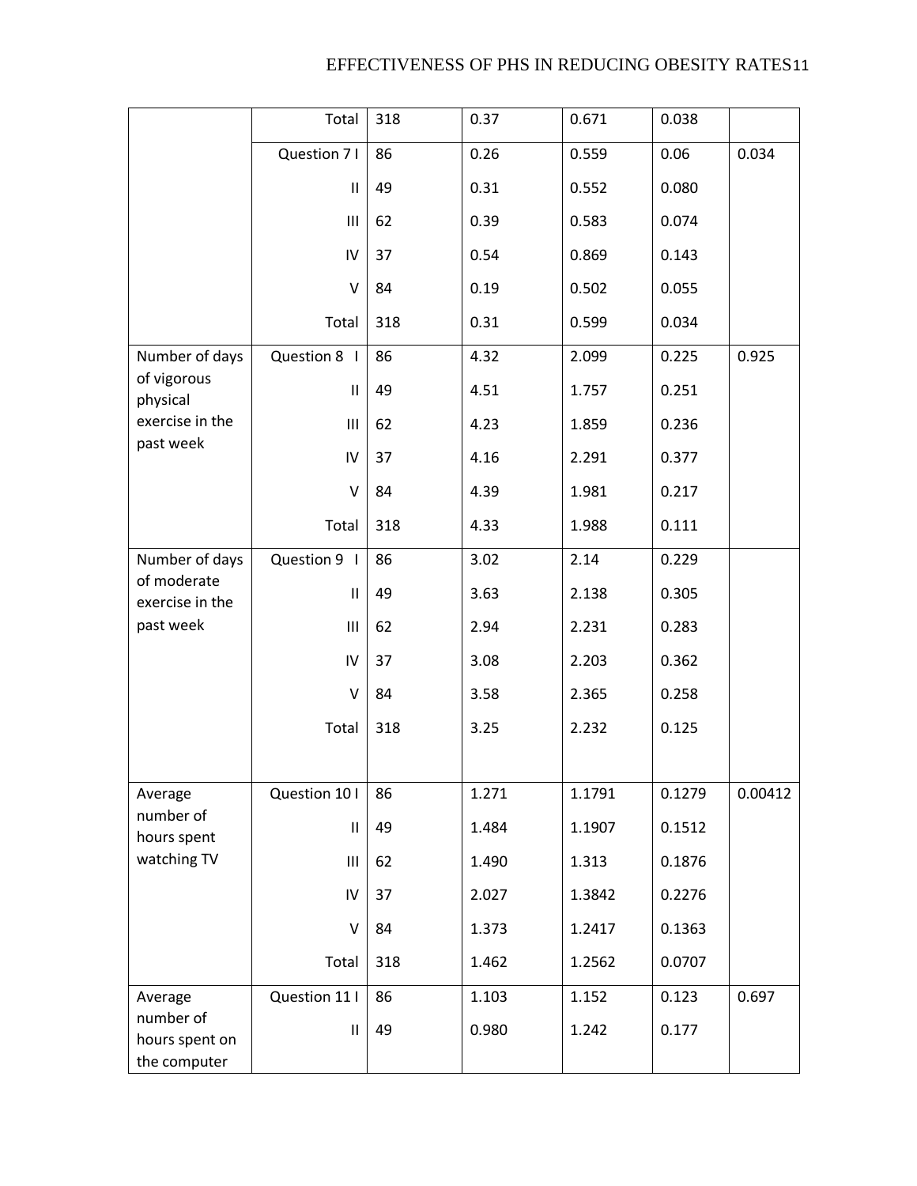| | | | | | | |
|---|---|---|---|---|---|---|
| | Total | 318 | 0.37 | 0.671 | 0.038 | |
| | Question 7 I | 86 | 0.26 | 0.559 | 0.06 | 0.034 |
| | II | 49 | 0.31 | 0.552 | 0.080 | |
| | III | 62 | 0.39 | 0.583 | 0.074 | |
| | IV | 37 | 0.54 | 0.869 | 0.143 | |
| | V | 84 | 0.19 | 0.502 | 0.055 | |
| | Total | 318 | 0.31 | 0.599 | 0.034 | |
| Number of days of vigorous physical exercise in the past week | Question 8 I | 86 | 4.32 | 2.099 | 0.225 | 0.925 |
| | II | 49 | 4.51 | 1.757 | 0.251 | |
| | III | 62 | 4.23 | 1.859 | 0.236 | |
| | IV | 37 | 4.16 | 2.291 | 0.377 | |
| | V | 84 | 4.39 | 1.981 | 0.217 | |
| | Total | 318 | 4.33 | 1.988 | 0.111 | |
| Number of days of moderate exercise in the past week | Question 9 I | 86 | 3.02 | 2.14 | 0.229 | |
| | II | 49 | 3.63 | 2.138 | 0.305 | |
| | III | 62 | 2.94 | 2.231 | 0.283 | |
| | IV | 37 | 3.08 | 2.203 | 0.362 | |
| | V | 84 | 3.58 | 2.365 | 0.258 | |
| | Total | 318 | 3.25 | 2.232 | 0.125 | |
| Average number of hours spent watching TV | Question 10 I | 86 | 1.271 | 1.1791 | 0.1279 | 0.00412 |
| | II | 49 | 1.484 | 1.1907 | 0.1512 | |
| | III | 62 | 1.490 | 1.313 | 0.1876 | |
| | IV | 37 | 2.027 | 1.3842 | 0.2276 | |
| | V | 84 | 1.373 | 1.2417 | 0.1363 | |
| | Total | 318 | 1.462 | 1.2562 | 0.0707 | |
| Average number of hours spent on the computer | Question 11 I | 86 | 1.103 | 1.152 | 0.123 | 0.697 |
| | II | 49 | 0.980 | 1.242 | 0.177 | |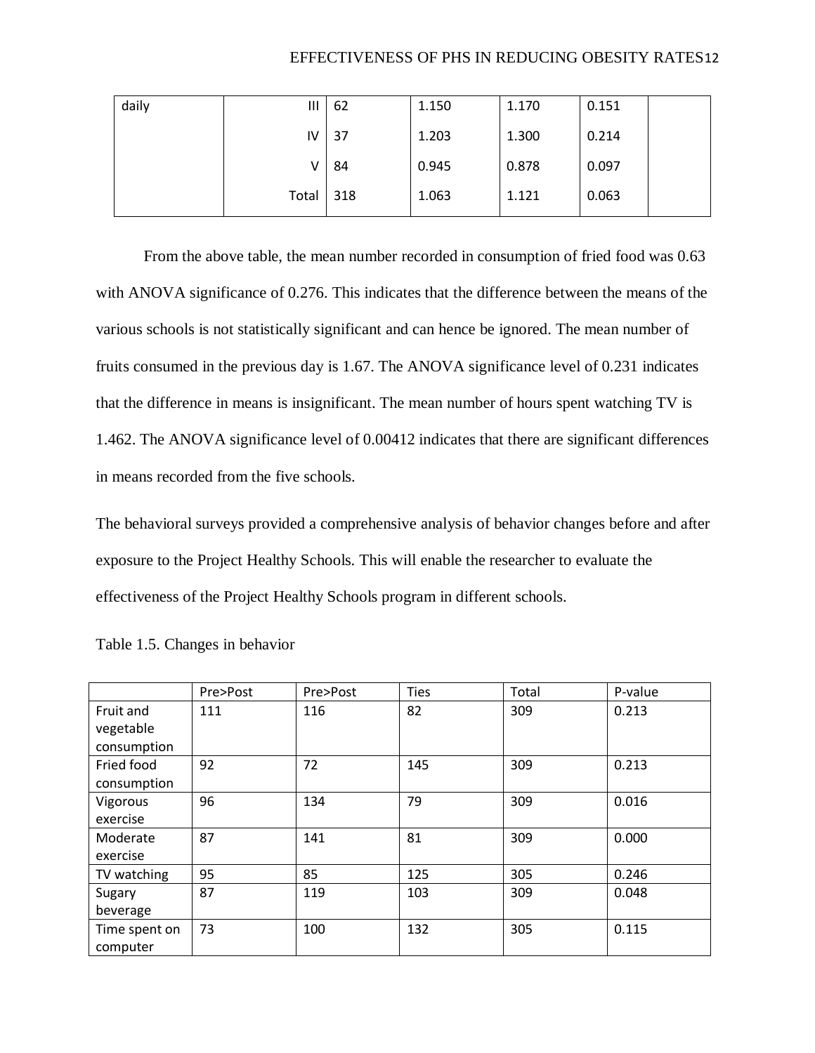| daily | III | 62 | 1.150 | 1.170 | 0.151 | |
|---|---|---|---|---|---|---|
| | IV | 37 | 1.203 | 1.300 | 0.214 | |
| | V | 84 | 0.945 | 0.878 | 0.097 | |
| | Total | 318 | 1.063 | 1.121 | 0.063 | |

From the above table, the mean number recorded in consumption of fried food was 0.63 with ANOVA significance of 0.276. This indicates that the difference between the means of the various schools is not statistically significant and can hence be ignored. The mean number of fruits consumed in the previous day is 1.67. The ANOVA significance level of 0.231 indicates that the difference in means is insignificant. The mean number of hours spent watching TV is 1.462. The ANOVA significance level of 0.00412 indicates that there are significant differences in means recorded from the five schools.

The behavioral surveys provided a comprehensive analysis of behavior changes before and after exposure to the Project Healthy Schools. This will enable the researcher to evaluate the effectiveness of the Project Healthy Schools program in different schools.

Table 1.5. Changes in behavior

| | Pre>Post | Pre>Post | Ties | Total | P-value |
|---|---|---|---|---|---|
| Fruit and vegetable consumption | 111 | 116 | 82 | 309 | 0.213 |
| Fried food consumption | 92 | 72 | 145 | 309 | 0.213 |
| Vigorous exercise | 96 | 134 | 79 | 309 | 0.016 |
| Moderate exercise | 87 | 141 | 81 | 309 | 0.000 |
| TV watching | 95 | 85 | 125 | 305 | 0.246 |
| Sugary beverage | 87 | 119 | 103 | 309 | 0.048 |
| Time spent on computer | 73 | 100 | 132 | 305 | 0.115 |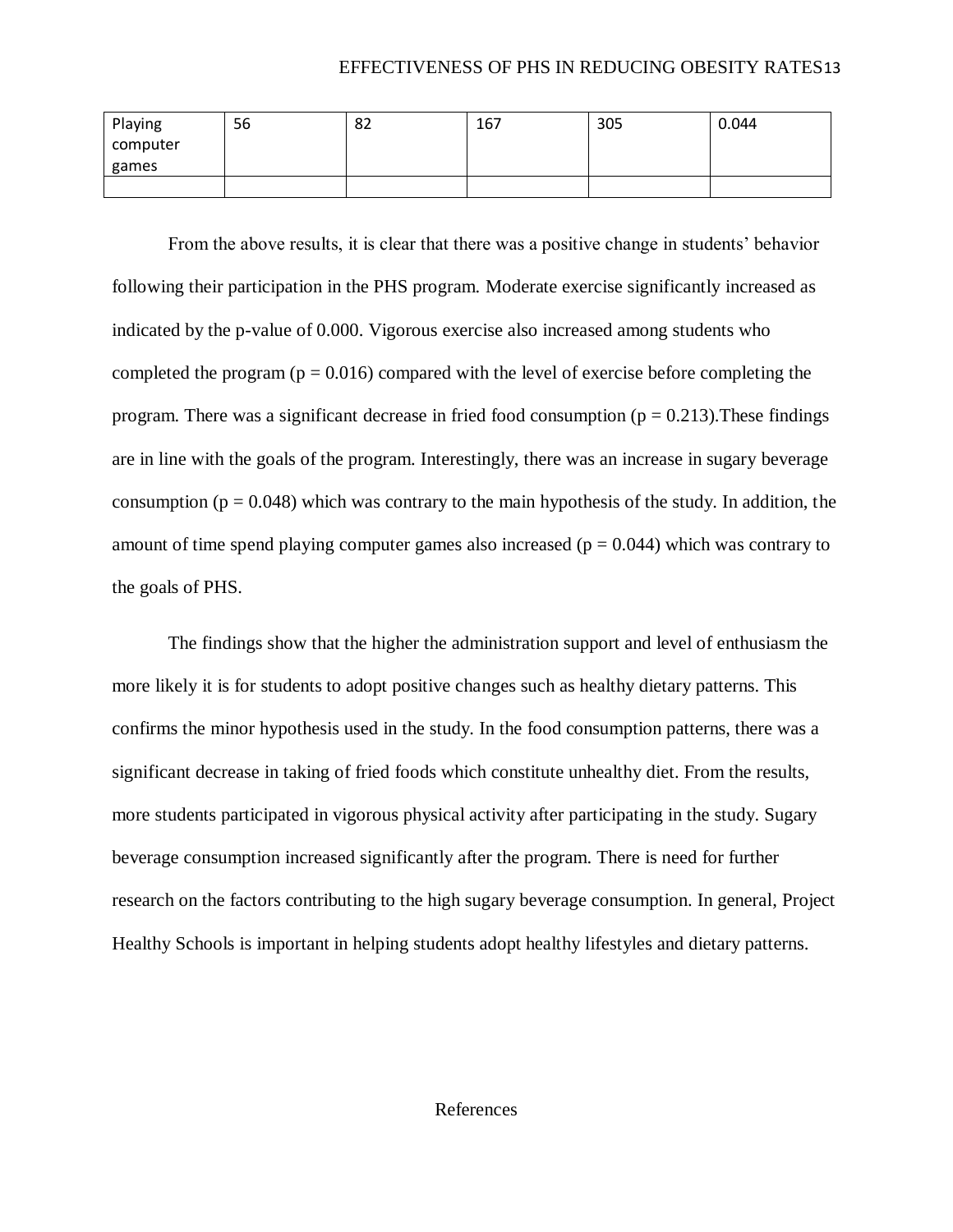| Playing computer games | 56 | 82 | 167 | 305 | 0.044 |
|---|---|---|---|---|---|
| | | | | | |

From the above results, it is clear that there was a positive change in students' behavior following their participation in the PHS program. Moderate exercise significantly increased as indicated by the p-value of 0.000. Vigorous exercise also increased among students who completed the program ($p = 0.016$) compared with the level of exercise before completing the program. There was a significant decrease in fried food consumption ($p = 0.213$).These findings are in line with the goals of the program. Interestingly, there was an increase in sugary beverage consumption ($p = 0.048$) which was contrary to the main hypothesis of the study. In addition, the amount of time spend playing computer games also increased ($p = 0.044$) which was contrary to the goals of PHS.

The findings show that the higher the administration support and level of enthusiasm the more likely it is for students to adopt positive changes such as healthy dietary patterns. This confirms the minor hypothesis used in the study. In the food consumption patterns, there was a significant decrease in taking of fried foods which constitute unhealthy diet. From the results, more students participated in vigorous physical activity after participating in the study. Sugary beverage consumption increased significantly after the program. There is need for further research on the factors contributing to the high sugary beverage consumption. In general, Project Healthy Schools is important in helping students adopt healthy lifestyles and dietary patterns.

## References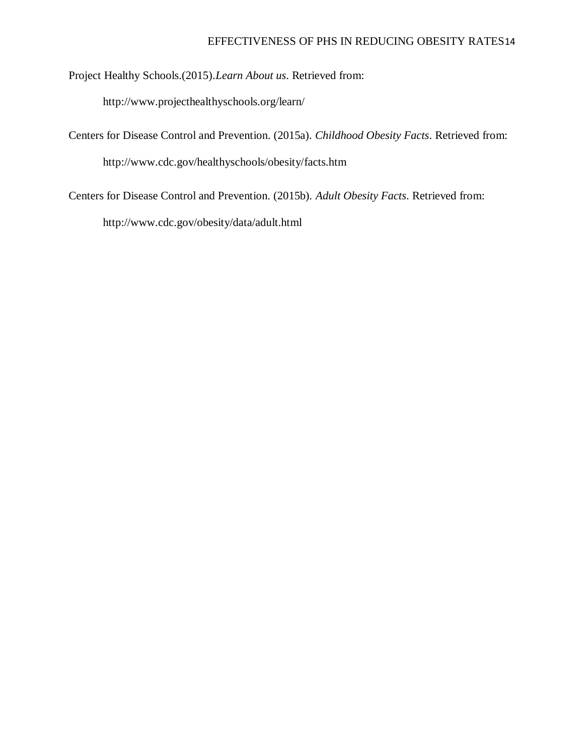Project Healthy Schools.(2015).*Learn About us*. Retrieved from:

http://www.projecthealthyschools.org/learn/

Centers for Disease Control and Prevention. (2015a). *Childhood Obesity Facts*. Retrieved from:

http://www.cdc.gov/healthyschools/obesity/facts.htm

Centers for Disease Control and Prevention. (2015b). *Adult Obesity Facts*. Retrieved from:

http://www.cdc.gov/obesity/data/adult.html